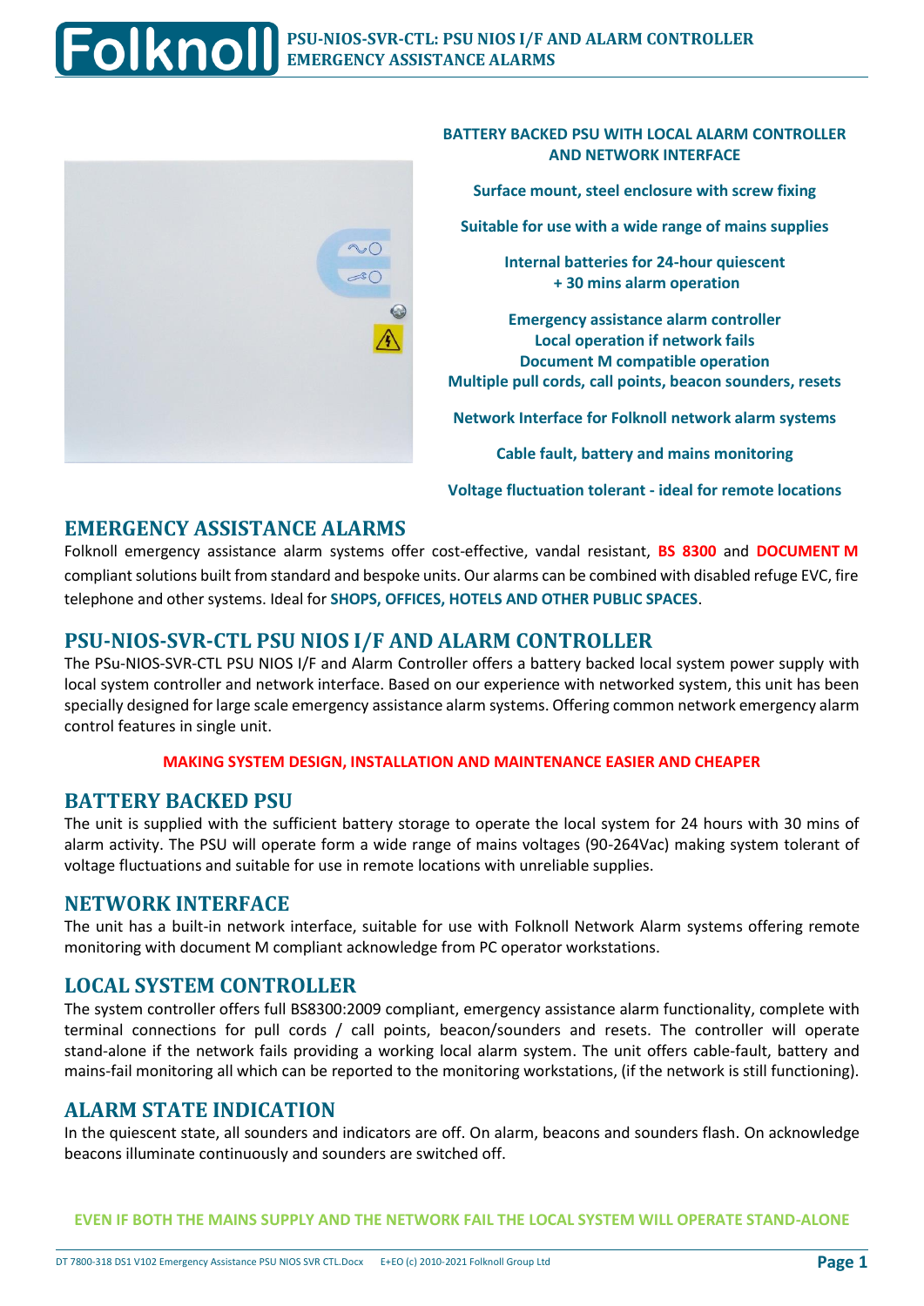**BATTERY BACKED PSU WITH LOCAL ALARM CONTROLLER AND NETWORK INTERFACE**

**Surface mount, steel enclosure with screw fixing**

**Suitable for use with a wide range of mains supplies**

**Internal batteries for 24-hour quiescent + 30 mins alarm operation**

**Emergency assistance alarm controller**
**Local operation if network fails**
**Document M compatible operation**
**Multiple pull cords, call points, beacon sounders, resets**

**Network Interface for Folknoll network alarm systems**

**Cable fault, battery and mains monitoring**

**Voltage fluctuation tolerant - ideal for remote locations**

## EMERGENCY ASSISTANCE ALARMS

Folknoll emergency assistance alarm systems offer cost-effective, vandal resistant, **BS 8300** and **DOCUMENT M** compliant solutions built from standard and bespoke units. Our alarms can be combined with disabled refuge EVC, fire telephone and other systems. Ideal for **SHOPS, OFFICES, HOTELS AND OTHER PUBLIC SPACES**.

## PSU-NIOS-SVR-CTL PSU NIOS I/F AND ALARM CONTROLLER

The PSu-NIOS-SVR-CTL PSU NIOS I/F and Alarm Controller offers a battery backed local system power supply with local system controller and network interface. Based on our experience with networked system, this unit has been specially designed for large scale emergency assistance alarm systems. Offering common network emergency alarm control features in single unit.

**MAKING SYSTEM DESIGN, INSTALLATION AND MAINTENANCE EASIER AND CHEAPER**

## BATTERY BACKED PSU

The unit is supplied with the sufficient battery storage to operate the local system for 24 hours with 30 mins of alarm activity. The PSU will operate form a wide range of mains voltages (90-264Vac) making system tolerant of voltage fluctuations and suitable for use in remote locations with unreliable supplies.

## NETWORK INTERFACE

The unit has a built-in network interface, suitable for use with Folknoll Network Alarm systems offering remote monitoring with document M compliant acknowledge from PC operator workstations.

## LOCAL SYSTEM CONTROLLER

The system controller offers full BS8300:2009 compliant, emergency assistance alarm functionality, complete with terminal connections for pull cords / call points, beacon/sounders and resets. The controller will operate stand-alone if the network fails providing a working local alarm system. The unit offers cable-fault, battery and mains-fail monitoring all which can be reported to the monitoring workstations, (if the network is still functioning).

## ALARM STATE INDICATION

In the quiescent state, all sounders and indicators are off. On alarm, beacons and sounders flash. On acknowledge beacons illuminate continuously and sounders are switched off.

**EVEN IF BOTH THE MAINS SUPPLY AND THE NETWORK FAIL THE LOCAL SYSTEM WILL OPERATE STAND-ALONE**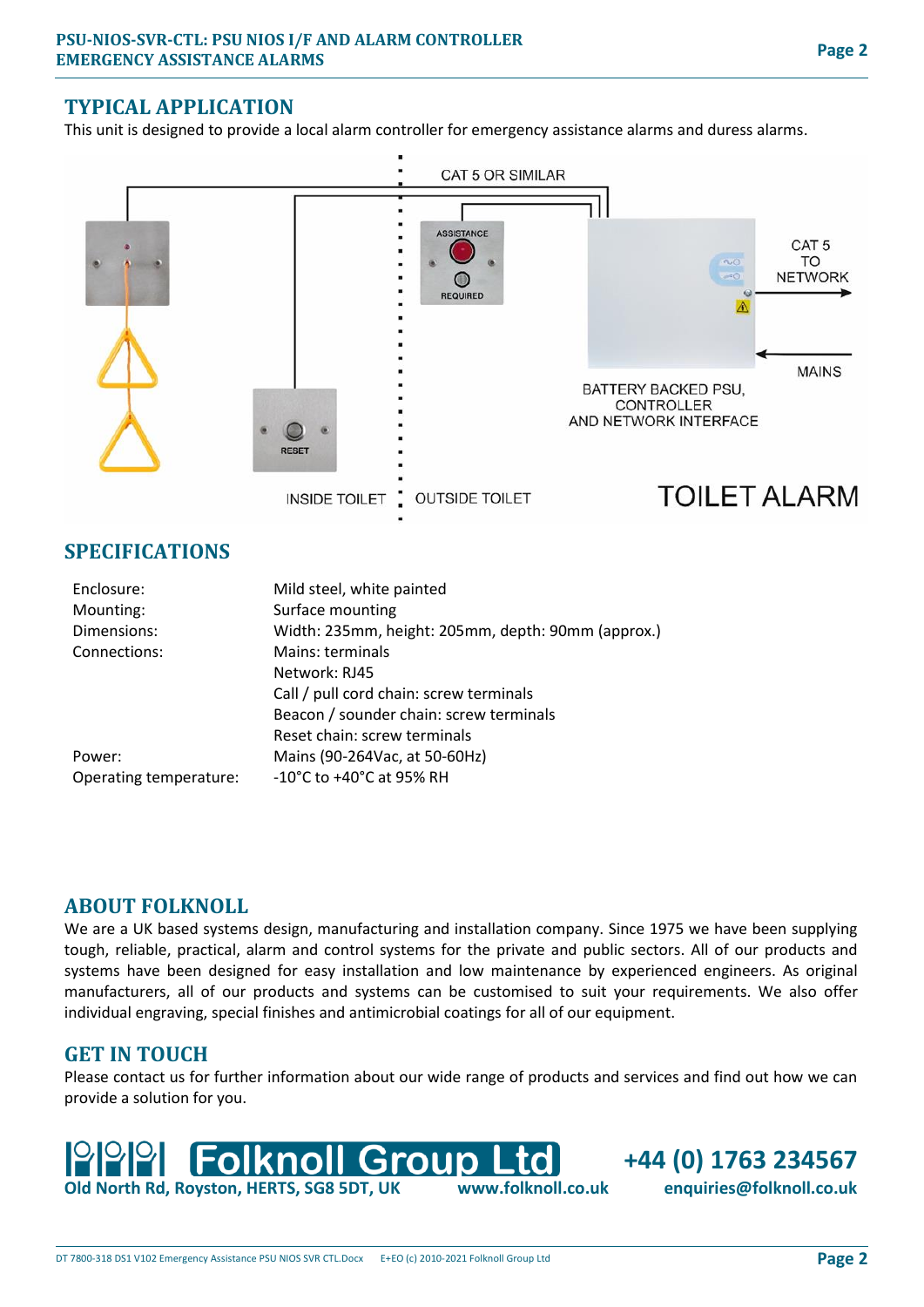## TYPICAL APPLICATION

This unit is designed to provide a local alarm controller for emergency assistance alarms and duress alarms.

CAT 5 OR SIMILAR

ASSISTANCE

REQUIRED

CAT 5 TO NETWORK

MAINS

BATTERY BACKED PSU, CONTROLLER AND NETWORK INTERFACE

RESET

INSIDE TOILET

OUTSIDE TOILET

TOILET ALARM

## SPECIFICATIONS

| | |
|---|---|
| Enclosure: | Mild steel, white painted |
| Mounting: | Surface mounting |
| Dimensions: | Width: 235mm, height: 205mm, depth: 90mm (approx.) |
| Connections: | Mains: terminals |
| | Network: RJ45 |
| | Call / pull cord chain: screw terminals |
| | Beacon / sounder chain: screw terminals |
| | Reset chain: screw terminals |
| Power: | Mains (90-264Vac, at 50-60Hz) |
| Operating temperature: | -10°C to +40°C at 95% RH |

## ABOUT FOLKNOLL

We are a UK based systems design, manufacturing and installation company. Since 1975 we have been supplying tough, reliable, practical, alarm and control systems for the private and public sectors. All of our products and systems have been designed for easy installation and low maintenance by experienced engineers. As original manufacturers, all of our products and systems can be customised to suit your requirements. We also offer individual engraving, special finishes and antimicrobial coatings for all of our equipment.

## GET IN TOUCH

Please contact us for further information about our wide range of products and services and find out how we can provide a solution for you.

**Folknoll Group Ltd**

**+44 (0) 1763 234567**

**Old North Rd, Royston, HERTS, SG8 5DT, UK** **www.folknoll.co.uk** **enquiries@folknoll.co.uk**

DT 7800-318 DS1 V102 Emergency Assistance PSU NIOS SVR CTL.Docx E+EO (c) 2010-2021 Folknoll Group Ltd